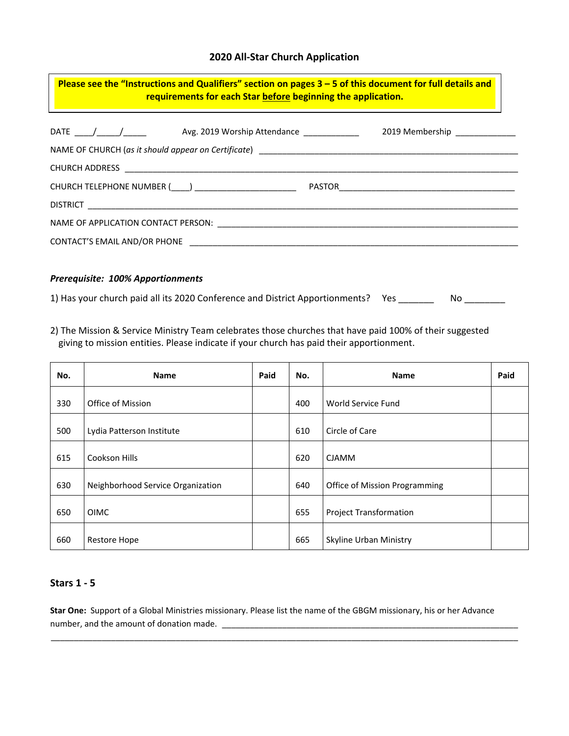## 2020 All-Star Church Application

**Please see the "Instructions and Qualifiers" section on pages 3 – 5 of this document for full details and requirements for each Star <u>before</u> beginning the application.**

DATE ____/_____/_____ Avg. 2019 Worship Attendance ____________ 2019 Membership _____________

NAME OF CHURCH (*as it should appear on Certificate*) ________________________________________________________

CHURCH ADDRESS ____________________________________________________________________________________

CHURCH TELEPHONE NUMBER (____) ______________________ PASTOR______________________________________

DISTRICT ___________________________________________________________________________________________

NAME OF APPLICATION CONTACT PERSON: _______________________________________________________________

CONTACT'S EMAIL AND/OR PHONE ______________________________________________________________________

***Prerequisite: 100% Apportionments***

1) Has your church paid all its 2020 Conference and District Apportionments? Yes _______ No ________

2) The Mission & Service Ministry Team celebrates those churches that have paid 100% of their suggested giving to mission entities. Please indicate if your church has paid their apportionment.

| No. | Name | Paid | No. | Name | Paid |
|---|---|---|---|---|---|
| 330 | Office of Mission | | 400 | World Service Fund | |
| 500 | Lydia Patterson Institute | | 610 | Circle of Care | |
| 615 | Cookson Hills | | 620 | CJAMM | |
| 630 | Neighborhood Service Organization | | 640 | Office of Mission Programming | |
| 650 | OIMC | | 655 | Project Transformation | |
| 660 | Restore Hope | | 665 | Skyline Urban Ministry | |

### Stars 1 - 5

**Star One:** Support of a Global Ministries missionary. Please list the name of the GBGM missionary, his or her Advance number, and the amount of donation made. ____________________________________________________________________

______________________________________________________________________________________________________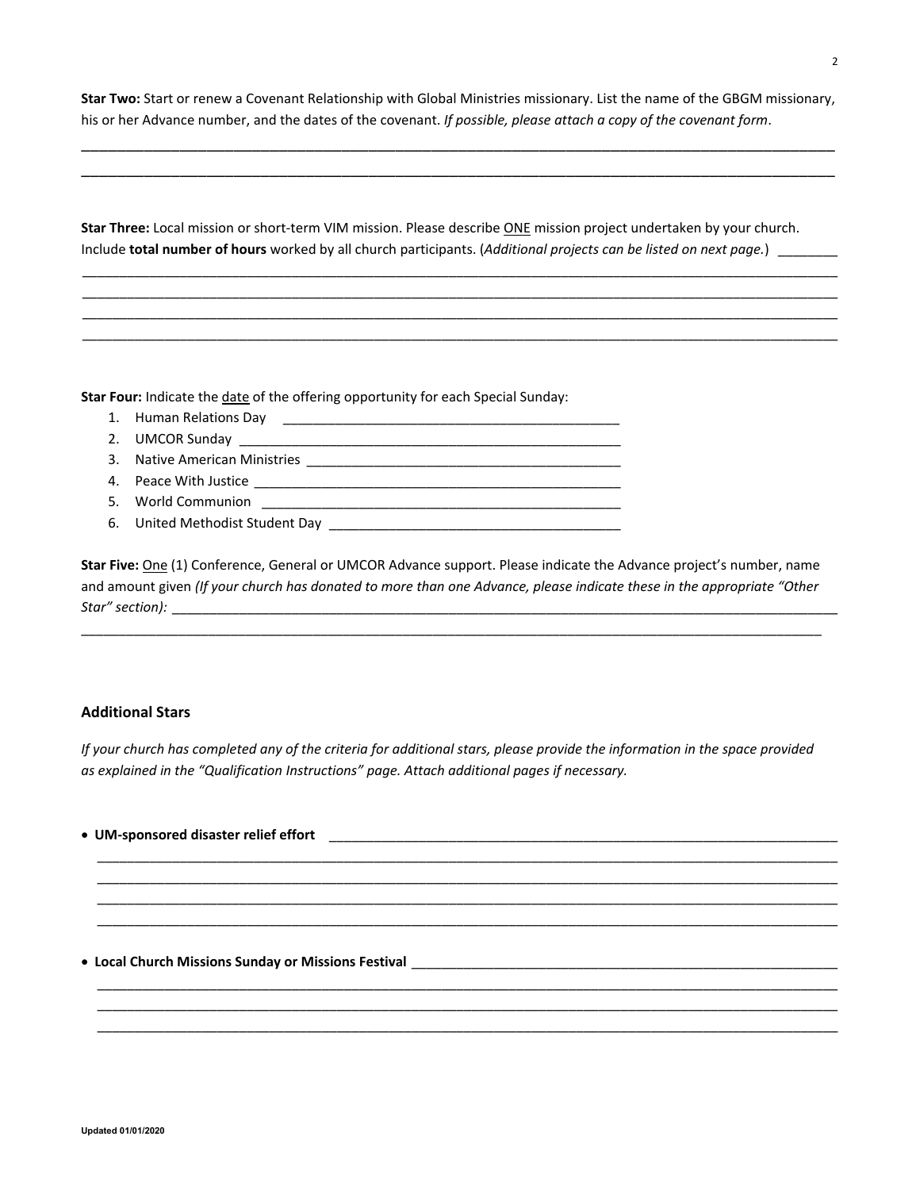**Star Two:** Start or renew a Covenant Relationship with Global Ministries missionary. List the name of the GBGM missionary, his or her Advance number, and the dates of the covenant. *If possible, please attach a copy of the covenant form*.

______________________________________________________________________________________________

______________________________________________________________________________________________

**Star Three:** Local mission or short-term VIM mission. Please describe ONE mission project undertaken by your church. Include **total number of hours** worked by all church participants. (*Additional projects can be listed on next page.*) ________

______________________________________________________________________________________________

______________________________________________________________________________________________

______________________________________________________________________________________________

______________________________________________________________________________________________

**Star Four:** Indicate the date of the offering opportunity for each Special Sunday:

1. Human Relations Day _____________________________________________
2. UMCOR Sunday _________________________________________________
3. Native American Ministries _________________________________________
4. Peace With Justice _______________________________________________
5. World Communion _______________________________________________
6. United Methodist Student Day ______________________________________

**Star Five:** One (1) Conference, General or UMCOR Advance support. Please indicate the Advance project's number, name and amount given *(If your church has donated to more than one Advance, please indicate these in the appropriate "Other Star" section):* ________________________________________________________________________________

______________________________________________________________________________________________

### Additional Stars

*If your church has completed any of the criteria for additional stars, please provide the information in the space provided as explained in the "Qualification Instructions" page. Attach additional pages if necessary.*

- **UM-sponsored disaster relief effort** ________________________________________________________________

  ______________________________________________________________________________________________

  ______________________________________________________________________________________________

  ______________________________________________________________________________________________

  ______________________________________________________________________________________________

- **Local Church Missions Sunday or Missions Festival** ________________________________________________

  ______________________________________________________________________________________________

  ______________________________________________________________________________________________

  ______________________________________________________________________________________________

Updated 01/01/2020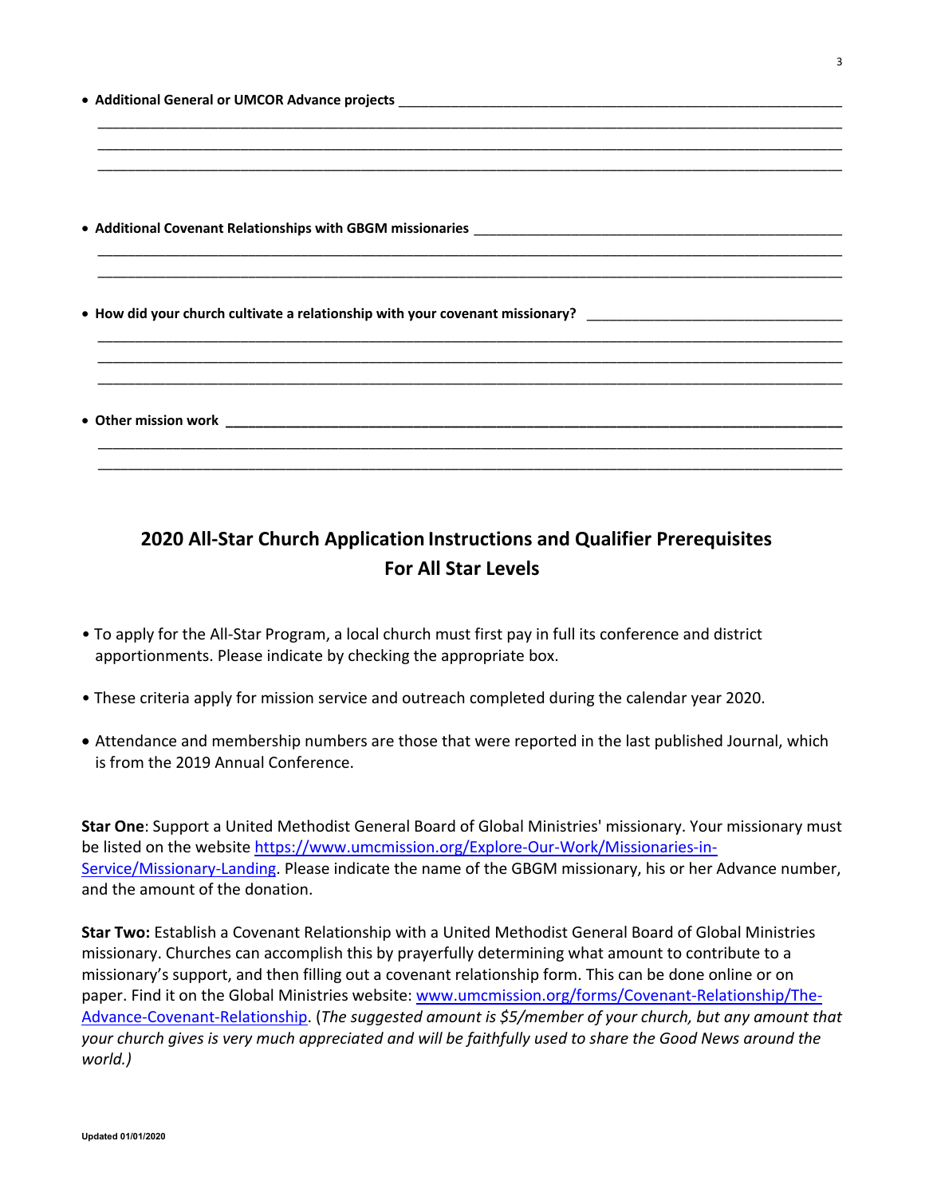- **Additional General or UMCOR Advance projects** ____________________________________________
____________________________________________________________________________________
____________________________________________________________________________________
____________________________________________________________________________________

- **Additional Covenant Relationships with GBGM missionaries** _______________________________
____________________________________________________________________________________
____________________________________________________________________________________

- **How did your church cultivate a relationship with your covenant missionary?** ____________________
____________________________________________________________________________________
____________________________________________________________________________________
____________________________________________________________________________________

- **Other mission work** ____________________________________________________________________
____________________________________________________________________________________
____________________________________________________________________________________

## 2020 All-Star Church Application Instructions and Qualifier Prerequisites For All Star Levels

- To apply for the All-Star Program, a local church must first pay in full its conference and district apportionments. Please indicate by checking the appropriate box.
- These criteria apply for mission service and outreach completed during the calendar year 2020.
- Attendance and membership numbers are those that were reported in the last published Journal, which is from the 2019 Annual Conference.

**Star One**: Support a United Methodist General Board of Global Ministries' missionary. Your missionary must be listed on the website https://www.umcmission.org/Explore-Our-Work/Missionaries-in-Service/Missionary-Landing. Please indicate the name of the GBGM missionary, his or her Advance number, and the amount of the donation.

**Star Two:** Establish a Covenant Relationship with a United Methodist General Board of Global Ministries missionary. Churches can accomplish this by prayerfully determining what amount to contribute to a missionary's support, and then filling out a covenant relationship form. This can be done online or on paper. Find it on the Global Ministries website: www.umcmission.org/forms/Covenant-Relationship/The-Advance-Covenant-Relationship. (*The suggested amount is $5/member of your church, but any amount that your church gives is very much appreciated and will be faithfully used to share the Good News around the world.)*

Updated 01/01/2020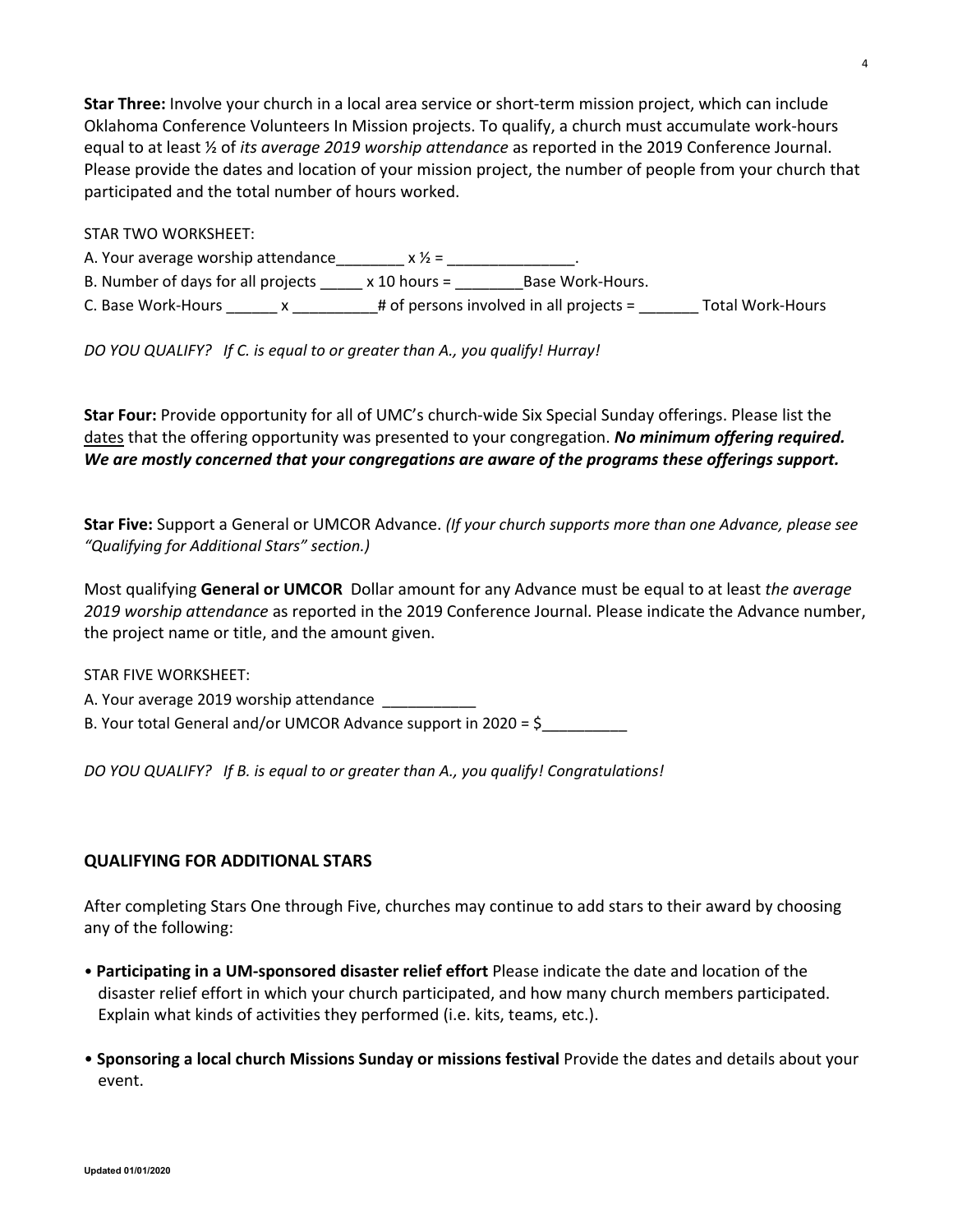**Star Three:** Involve your church in a local area service or short-term mission project, which can include Oklahoma Conference Volunteers In Mission projects. To qualify, a church must accumulate work-hours equal to at least ½ of *its average 2019 worship attendance* as reported in the 2019 Conference Journal. Please provide the dates and location of your mission project, the number of people from your church that participated and the total number of hours worked.

STAR TWO WORKSHEET:

A. Your average worship attendance________ x ½ = _______________.

B. Number of days for all projects _____ x 10 hours = ________Base Work-Hours.

C. Base Work-Hours ______ x __________# of persons involved in all projects = _______ Total Work-Hours

*DO YOU QUALIFY? If C. is equal to or greater than A., you qualify! Hurray!*

**Star Four:** Provide opportunity for all of UMC's church-wide Six Special Sunday offerings. Please list the <u>dates</u> that the offering opportunity was presented to your congregation. ***No minimum offering required. We are mostly concerned that your congregations are aware of the programs these offerings support.***

**Star Five:** Support a General or UMCOR Advance. *(If your church supports more than one Advance, please see "Qualifying for Additional Stars" section.)*

Most qualifying **General or UMCOR** Dollar amount for any Advance must be equal to at least *the average 2019 worship attendance* as reported in the 2019 Conference Journal. Please indicate the Advance number, the project name or title, and the amount given.

STAR FIVE WORKSHEET:

A. Your average 2019 worship attendance ___________

B. Your total General and/or UMCOR Advance support in 2020 = $__________

*DO YOU QUALIFY? If B. is equal to or greater than A., you qualify! Congratulations!*

## QUALIFYING FOR ADDITIONAL STARS

After completing Stars One through Five, churches may continue to add stars to their award by choosing any of the following:

- **Participating in a UM-sponsored disaster relief effort** Please indicate the date and location of the disaster relief effort in which your church participated, and how many church members participated. Explain what kinds of activities they performed (i.e. kits, teams, etc.).
- **Sponsoring a local church Missions Sunday or missions festival** Provide the dates and details about your event.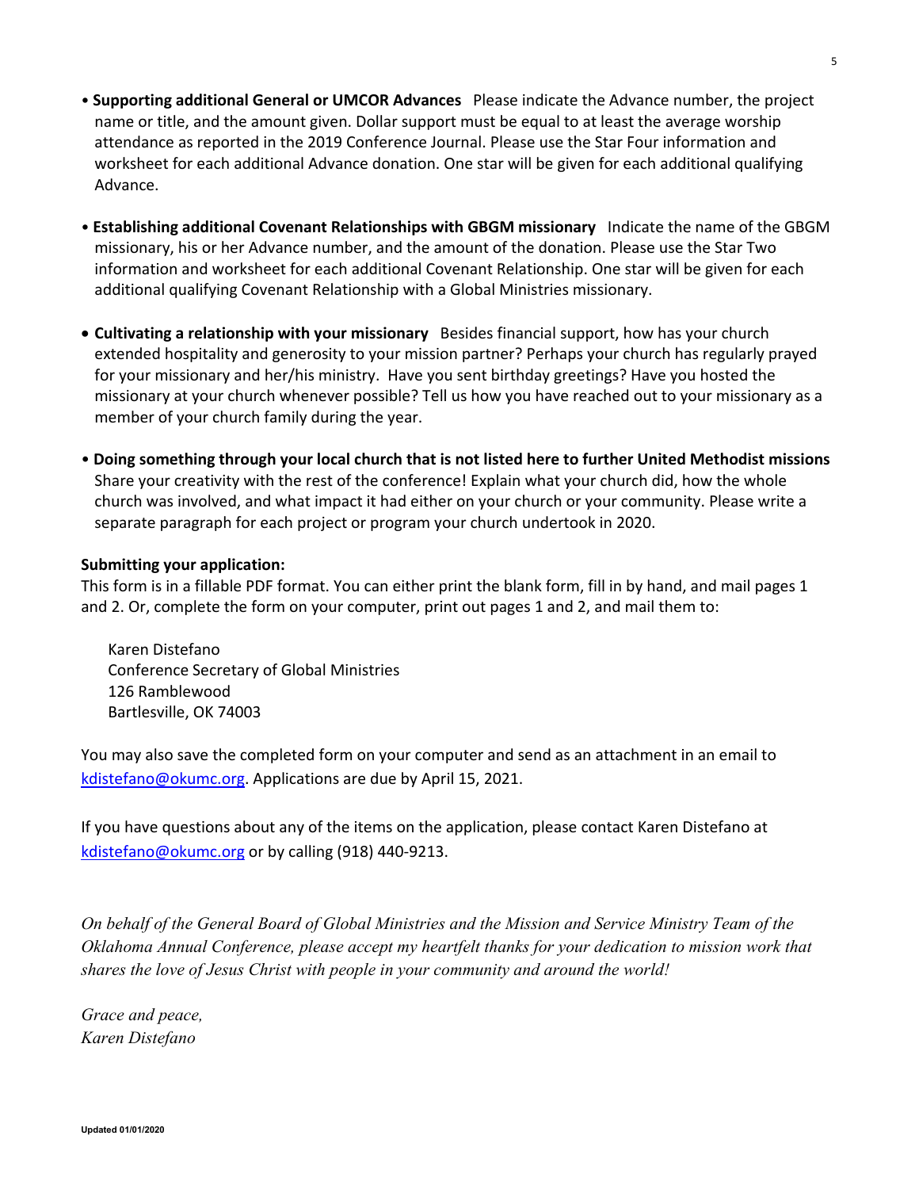- **Supporting additional General or UMCOR Advances** Please indicate the Advance number, the project name or title, and the amount given. Dollar support must be equal to at least the average worship attendance as reported in the 2019 Conference Journal. Please use the Star Four information and worksheet for each additional Advance donation. One star will be given for each additional qualifying Advance.

- **Establishing additional Covenant Relationships with GBGM missionary** Indicate the name of the GBGM missionary, his or her Advance number, and the amount of the donation. Please use the Star Two information and worksheet for each additional Covenant Relationship. One star will be given for each additional qualifying Covenant Relationship with a Global Ministries missionary.

- **Cultivating a relationship with your missionary** Besides financial support, how has your church extended hospitality and generosity to your mission partner? Perhaps your church has regularly prayed for your missionary and her/his ministry. Have you sent birthday greetings? Have you hosted the missionary at your church whenever possible? Tell us how you have reached out to your missionary as a member of your church family during the year.

- **Doing something through your local church that is not listed here to further United Methodist missions** Share your creativity with the rest of the conference! Explain what your church did, how the whole church was involved, and what impact it had either on your church or your community. Please write a separate paragraph for each project or program your church undertook in 2020.

**Submitting your application:**
This form is in a fillable PDF format. You can either print the blank form, fill in by hand, and mail pages 1 and 2. Or, complete the form on your computer, print out pages 1 and 2, and mail them to:

Karen Distefano
Conference Secretary of Global Ministries
126 Ramblewood
Bartlesville, OK 74003

You may also save the completed form on your computer and send as an attachment in an email to kdistefano@okumc.org. Applications are due by April 15, 2021.

If you have questions about any of the items on the application, please contact Karen Distefano at kdistefano@okumc.org or by calling (918) 440-9213.

*On behalf of the General Board of Global Ministries and the Mission and Service Ministry Team of the Oklahoma Annual Conference, please accept my heartfelt thanks for your dedication to mission work that shares the love of Jesus Christ with people in your community and around the world!*

*Grace and peace,*
*Karen Distefano*

**Updated 01/01/2020**